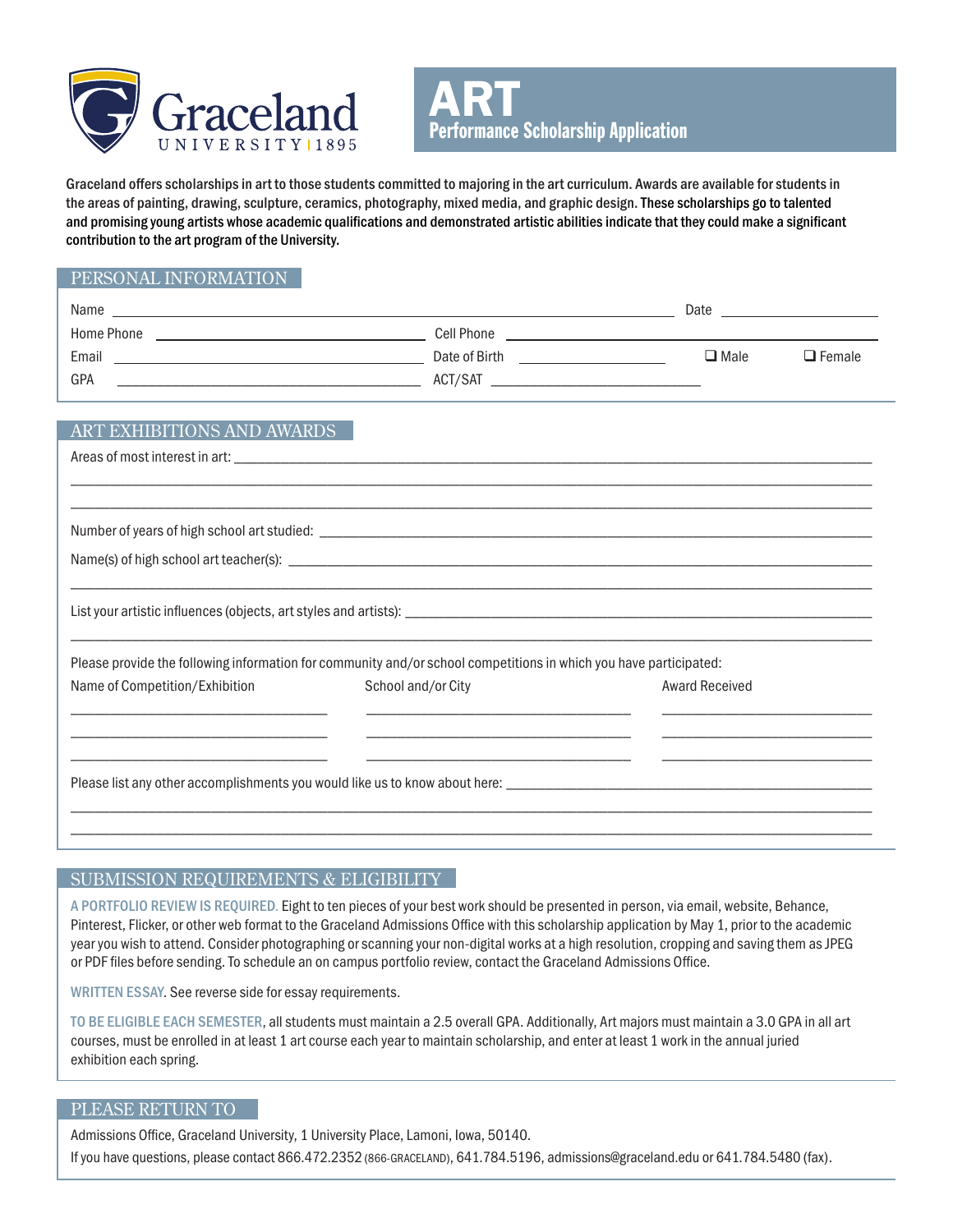Graceland UNIVERSITY | 1895

# ART
## Performance Scholarship Application

Graceland offers scholarships in art to those students committed to majoring in the art curriculum. Awards are available for students in the areas of painting, drawing, sculpture, ceramics, photography, mixed media, and graphic design. These scholarships go to talented and promising young artists whose academic qualifications and demonstrated artistic abilities indicate that they could make a significant contribution to the art program of the University.

### PERSONAL INFORMATION

Name ______________________________ Date ______________

Home Phone ______________________ Cell Phone ______________________

Email ______________________ Date of Birth ______________ ❑ Male ❑ Female

GPA ______________________ ACT/SAT ______________________

### ART EXHIBITIONS AND AWARDS

Areas of most interest in art: ______________________________

______________________________

______________________________

Number of years of high school art studied: ______________________________

Name(s) of high school art teacher(s): ______________________________

______________________________

List your artistic influences (objects, art styles and artists): ______________________________

______________________________

Please provide the following information for community and/or school competitions in which you have participated:

| Name of Competition/Exhibition | School and/or City | Award Received |
| --- | --- | --- |
| | | |
| | | |
| | | |

Please list any other accomplishments you would like us to know about here: ______________________________

______________________________

______________________________

### SUBMISSION REQUIREMENTS & ELIGIBILITY

A PORTFOLIO REVIEW IS REQUIRED. Eight to ten pieces of your best work should be presented in person, via email, website, Behance, Pinterest, Flicker, or other web format to the Graceland Admissions Office with this scholarship application by May 1, prior to the academic year you wish to attend. Consider photographing or scanning your non-digital works at a high resolution, cropping and saving them as JPEG or PDF files before sending. To schedule an on campus portfolio review, contact the Graceland Admissions Office.

WRITTEN ESSAY. See reverse side for essay requirements.

TO BE ELIGIBLE EACH SEMESTER, all students must maintain a 2.5 overall GPA. Additionally, Art majors must maintain a 3.0 GPA in all art courses, must be enrolled in at least 1 art course each year to maintain scholarship, and enter at least 1 work in the annual juried exhibition each spring.

### PLEASE RETURN TO

Admissions Office, Graceland University, 1 University Place, Lamoni, Iowa, 50140.

If you have questions, please contact 866.472.2352 (866-GRACELAND), 641.784.5196, admissions@graceland.edu or 641.784.5480 (fax).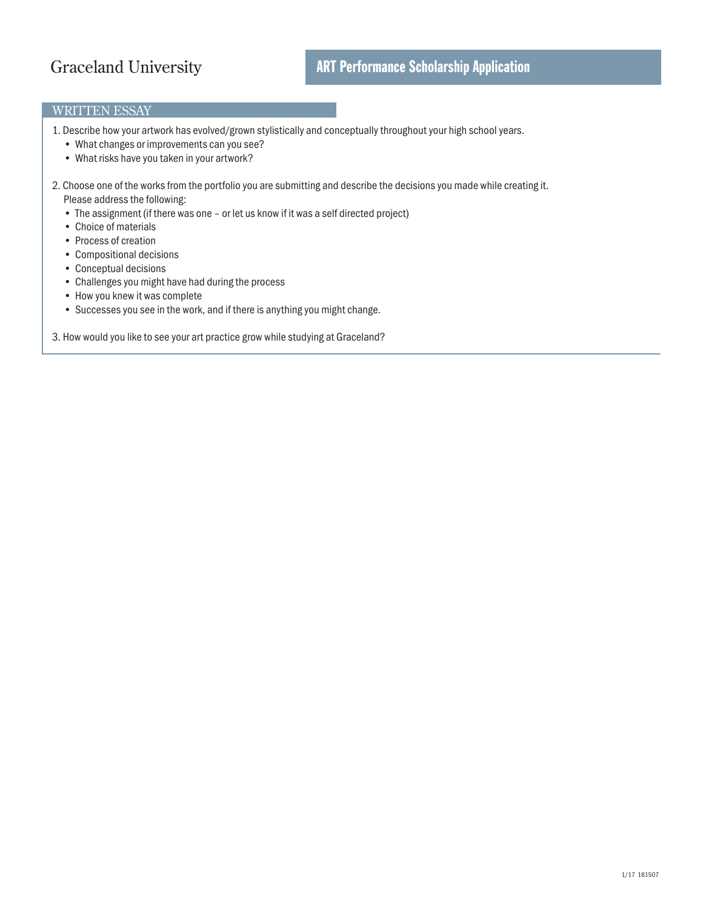Graceland University

# ART Performance Scholarship Application

## WRITTEN ESSAY

1. Describe how your artwork has evolved/grown stylistically and conceptually throughout your high school years.
   - What changes or improvements can you see?
   - What risks have you taken in your artwork?

2. Choose one of the works from the portfolio you are submitting and describe the decisions you made while creating it. Please address the following:
   - The assignment (if there was one – or let us know if it was a self directed project)
   - Choice of materials
   - Process of creation
   - Compositional decisions
   - Conceptual decisions
   - Challenges you might have had during the process
   - How you knew it was complete
   - Successes you see in the work, and if there is anything you might change.

3. How would you like to see your art practice grow while studying at Graceland?

1/17 161507